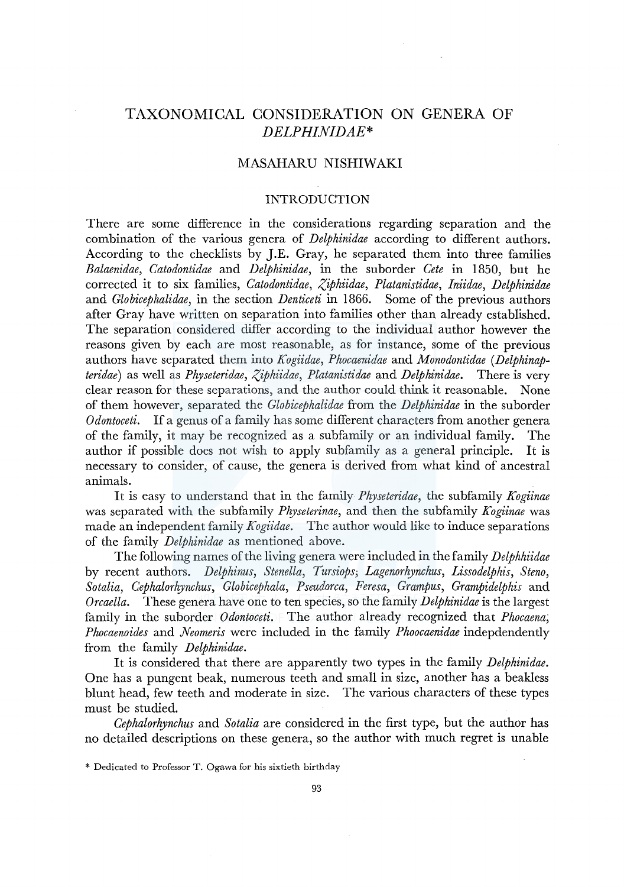# TAXONOMICAL CONSIDERATION ON GENERA OF *DELPHINIDAE*\*

## MASAHARU NISHIWAKI

### INTRODUCTION

There are some difference in the considerations regarding separation and the combination of the various genera of *Delphinidae* according to different authors. According to the checklists by J.E. Gray, he separated them into three families *Balaenidae*, *Catodontidae* and *Delphinidae*, in the suborder *Cete* in 1850, but he corrected it to six families, *Catodontidae*, *Ziphiidae*, *Platanistidae*, *Iniidae*, *Delphinidae* and *Globicephalidae*, in the section *Denticeti* in 1866. Some of the previous authors after Gray have written on separation into families other than already established. The separation considered differ according to the individual author however the reasons given by each are most reasonable, as for instance, some of the previous authors have separated them into *Kogiidae*, *Phocaenidae* and *Monodontidae* (*Delphinapteridae*) as well as *Physeteridae*, *Ziphiidae*, *Platanistidae* and *Delphinidae*. There is very clear reason for these separations, and the author could think it reasonable. None of them however, separated the *Globicephalidae* from the *Delphinidae* in the suborder *Odontoceti*. If a genus of a family has some different characters from another genera of the family, it may be recognized as a subfamily or an individual family. The author if possible does not wish to apply subfamily as a general principle. It is necessary to consider, of cause, the genera is derived from what kind of ancestral animals.

It is easy to understand that in the family *Physeteridae*, the subfamily *Kogiinae* was separated with the subfamily *Physeterinae*, and then the subfamily *Kogiinae* was made an independent family *Kogiidae*. The author would like to induce separations of the family *Delphinidae* as mentioned above.

The following names of the living genera were included in the family *Delphhiidae* by recent authors. *Delphinus*, *Stenella*, *Tursiops*, *Lagenorhynchus*, *Lissodelphis*, *Steno*, *Sotalia*, *Cephalorhynchus*, *Globicephala*, *Pseudorca*, *Feresa*, *Grampus*, *Grampidelphis* and *Orcaella*. These genera have one to ten species, so the family *Delphinidae* is the largest family in the suborder *Odontoceti*. The author already recognized that *Phocaena*, *Phocaenoides* and *Neomeris* were included in the family *Phoocaenidae* indepdendently from the family *Delphinidae*.

It is considered that there are apparently two types in the family *Delphinidae*. One has a pungent beak, numerous teeth and small in size, another has a beakless blunt head, few teeth and moderate in size. The various characters of these types must be studied.

*Cephalorhynchus* and *Sotalia* are considered in the first type, but the author has no detailed descriptions on these genera, so the author with much regret is unable

\* Dedicated to Professor T. Ogawa for his sixtieth birthday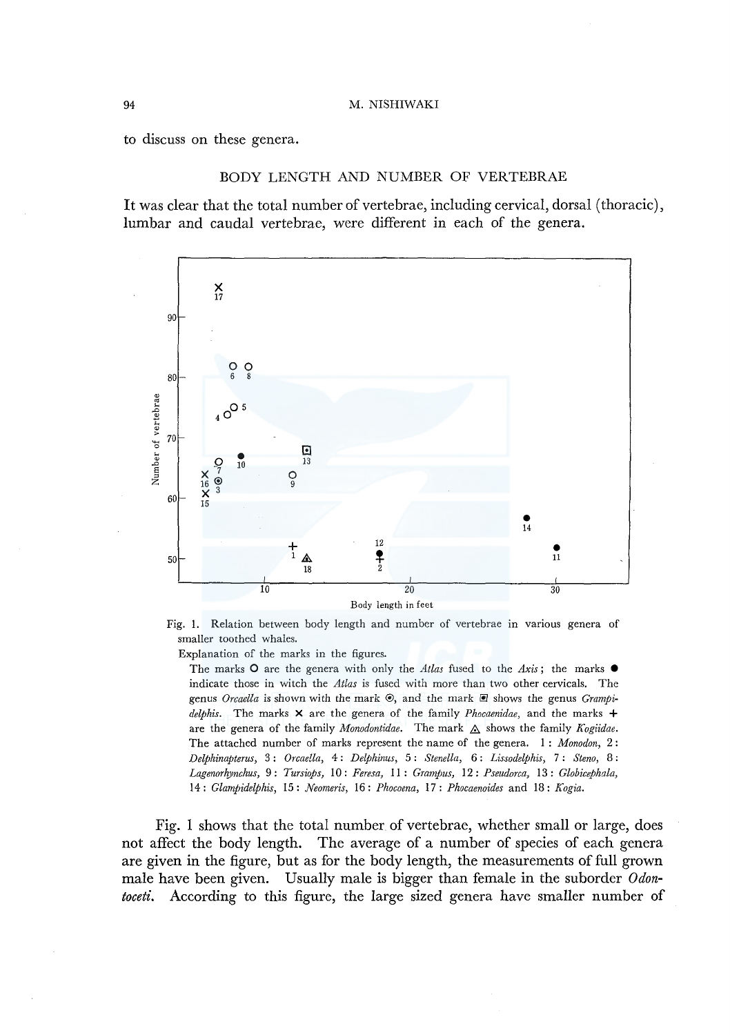to discuss on these genera.

## BODY LENGTH AND NUMBER OF VERTEBRAE

It was clear that the total number of vertebrae, including cervical, dorsal (thoracic), lumbar and caudal vertebrae, were different in each of the genera.

Fig. 1. Relation between body length and number of vertebrae in various genera of smaller toothed whales.

Explanation of the marks in the figures.

The marks ○ are the genera with only the *Atlas* fused to the *Axis*; the marks ● indicate those in witch the *Atlas* is fused with more than two other cervicals. The genus *Orcaella* is shown with the mark ⊙, and the mark ▣ shows the genus *Grampidelphis*. The marks × are the genera of the family *Phocaenidae*, and the marks + are the genera of the family *Monodontidae*. The mark △ shows the family *Kogiidae*. The attached number of marks represent the name of the genera. 1: *Monodon*, 2: *Delphinapterus*, 3: *Orcaella*, 4: *Delphinus*, 5: *Stenella*, 6: *Lissodelphis*, 7: *Steno*, 8: *Lagenorhynchus*, 9: *Tursiops*, 10: *Feresa*, 11: *Grampus*, 12: *Pseudorca*, 13: *Globicephala*, 14: *Glampidelphis*, 15: *Neomeris*, 16: *Phocoena*, 17: *Phocaenoides* and 18: *Kogia*.

Fig. 1 shows that the total number of vertebrae, whether small or large, does not affect the body length. The average of a number of species of each genera are given in the figure, but as for the body length, the measurements of full grown male have been given. Usually male is bigger than female in the suborder *Odontoceti*. According to this figure, the large sized genera have smaller number of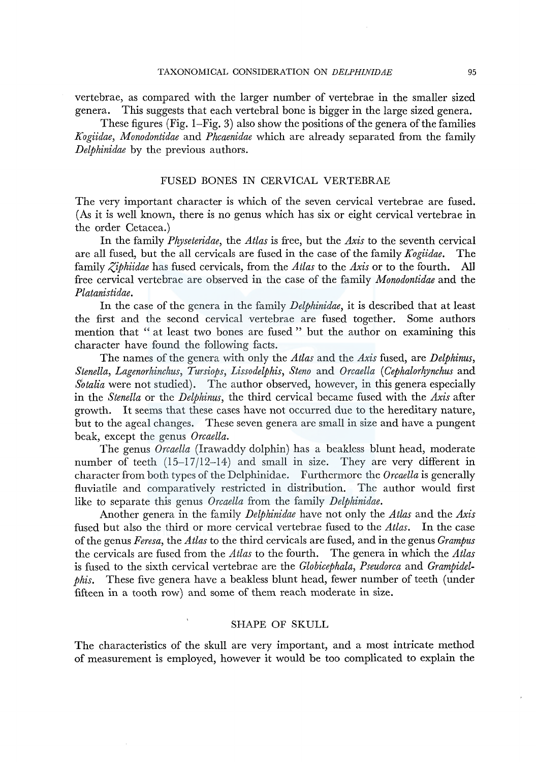vertebrae, as compared with the larger number of vertebrae in the smaller sized genera. This suggests that each vertebral bone is bigger in the large sized genera.

These figures (Fig. 1–Fig. 3) also show the positions of the genera of the families *Kogiidae*, *Monodontidae* and *Phcaenidae* which are already separated from the family *Delphinidae* by the previous authors.

## FUSED BONES IN CERVICAL VERTEBRAE

The very important character is which of the seven cervical vertebrae are fused. (As it is well known, there is no genus which has six or eight cervical vertebrae in the order Cetacea.)

In the family *Physeteridae*, the *Atlas* is free, but the *Axis* to the seventh cervical are all fused, but the all cervicals are fused in the case of the family *Kogiidae*. The family *Ziphiidae* has fused cervicals, from the *Atlas* to the *Axis* or to the fourth. All free cervical vertebrae are observed in the case of the family *Monodontidae* and the *Platanistidae*.

In the case of the genera in the family *Delphinidae*, it is described that at least the first and the second cervical vertebrae are fused together. Some authors mention that " at least two bones are fused " but the author on examining this character have found the following facts.

The names of the genera with only the *Atlas* and the *Axis* fused, are *Delphinus*, *Stenella*, *Lagenorhinchus*, *Tursiops*, *Lissodelphis*, *Steno* and *Orcaella* (*Cephalorhynchus* and *Sotalia* were not studied). The author observed, however, in this genera especially in the *Stenella* or the *Delphinus*, the third cervical became fused with the *Axis* after growth. It seems that these cases have not occurred due to the hereditary nature, but to the ageal changes. These seven genera are small in size and have a pungent beak, except the genus *Orcaella*.

The genus *Orcaella* (Irawaddy dolphin) has a beakless blunt head, moderate number of teeth (15–17/12–14) and small in size. They are very different in character from both types of the Delphinidae. Furthermore the *Orcaella* is generally fluviatile and comparatively restricted in distribution. The author would first like to separate this genus *Orcaella* from the family *Delphinidae*.

Another genera in the family *Delphinidae* have not only the *Atlas* and the *Axis* fused but also the third or more cervical vertebrae fused to the *Atlas*. In the case of the genus *Feresa*, the *Atlas* to the third cervicals are fused, and in the genus *Grampus* the cervicals are fused from the *Atlas* to the fourth. The genera in which the *Atlas* is fused to the sixth cervical vertebrae are the *Globicephala*, *Pseudorca* and *Grampidelphis*. These five genera have a beakless blunt head, fewer number of teeth (under fifteen in a tooth row) and some of them reach moderate in size.

## SHAPE OF SKULL

The characteristics of the skull are very important, and a most intricate method of measurement is employed, however it would be too complicated to explain the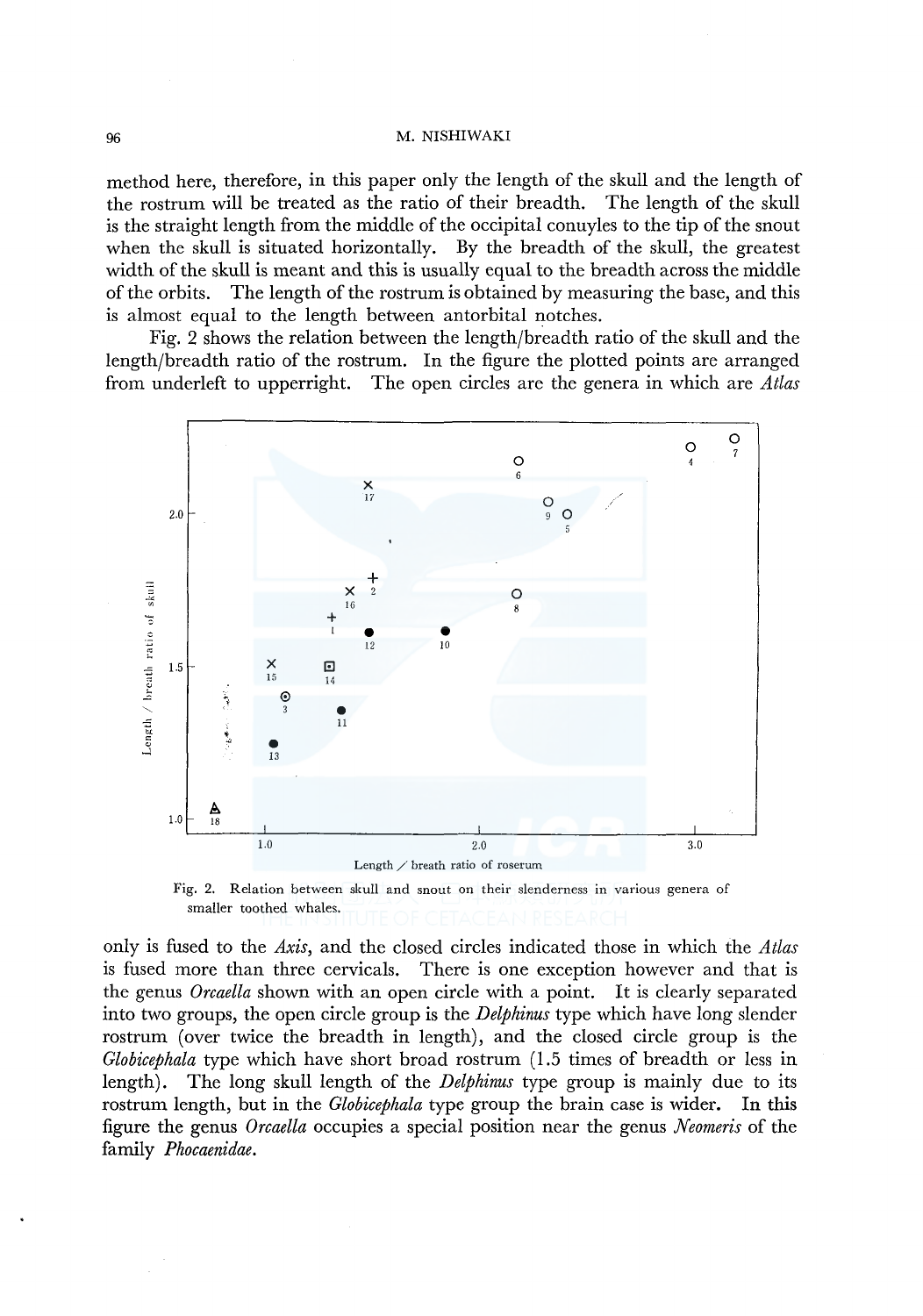method here, therefore, in this paper only the length of the skull and the length of the rostrum will be treated as the ratio of their breadth. The length of the skull is the straight length from the middle of the occipital conuyles to the tip of the snout when the skull is situated horizontally. By the breadth of the skull, the greatest width of the skull is meant and this is usually equal to the breadth across the middle of the orbits. The length of the rostrum is obtained by measuring the base, and this is almost equal to the length between antorbital notches.

Fig. 2 shows the relation between the length/breadth ratio of the skull and the length/breadth ratio of the rostrum. In the figure the plotted points are arranged from underleft to upperright. The open circles are the genera in which are *Atlas*

Fig. 2. Relation between skull and snout on their slenderness in various genera of smaller toothed whales.

only is fused to the *Axis*, and the closed circles indicated those in which the *Atlas* is fused more than three cervicals. There is one exception however and that is the genus *Orcaella* shown with an open circle with a point. It is clearly separated into two groups, the open circle group is the *Delphinus* type which have long slender rostrum (over twice the breadth in length), and the closed circle group is the *Globicephala* type which have short broad rostrum (1.5 times of breadth or less in length). The long skull length of the *Delphinus* type group is mainly due to its rostrum length, but in the *Globicephala* type group the brain case is wider. In this figure the genus *Orcaella* occupies a special position near the genus *Neomeris* of the family *Phocaenidae*.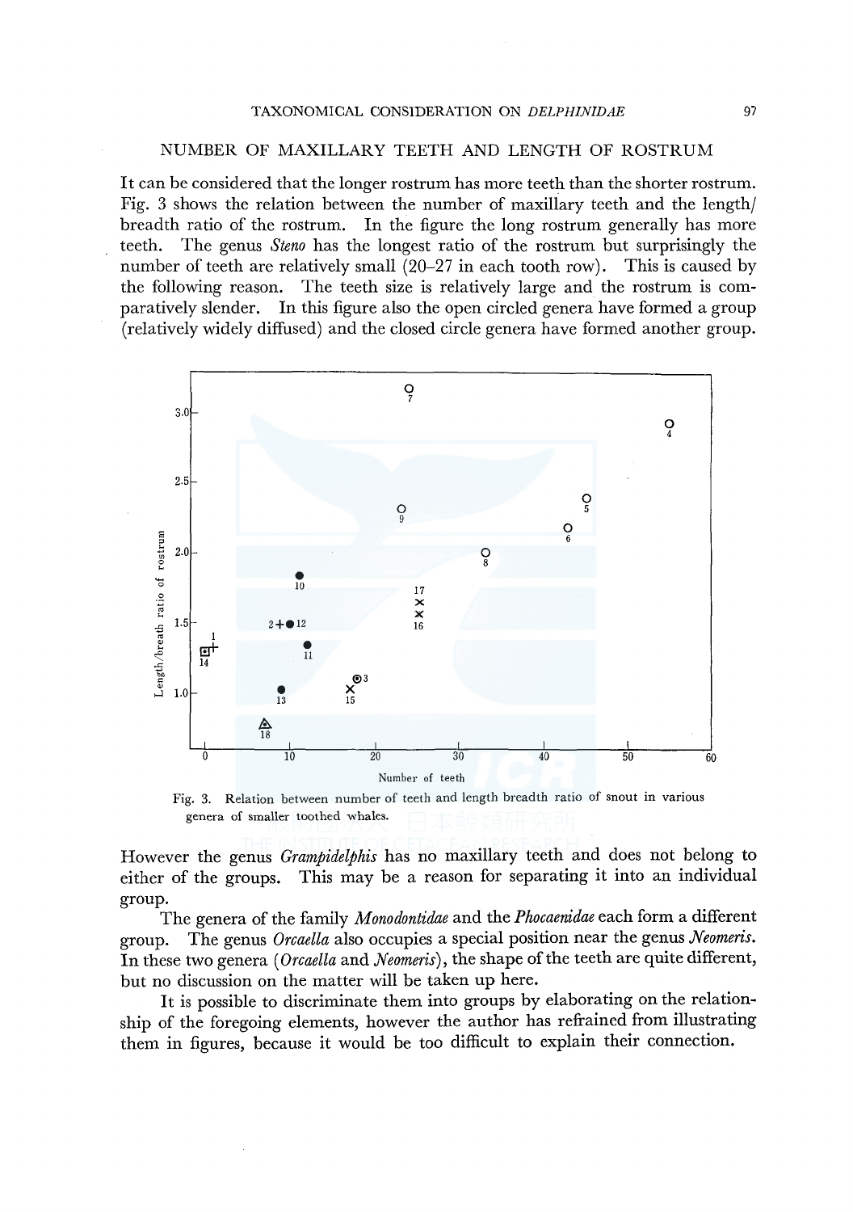## NUMBER OF MAXILLARY TEETH AND LENGTH OF ROSTRUM

It can be considered that the longer rostrum has more teeth than the shorter rostrum. Fig. 3 shows the relation between the number of maxillary teeth and the length/breadth ratio of the rostrum. In the figure the long rostrum generally has more teeth. The genus *Steno* has the longest ratio of the rostrum but surprisingly the number of teeth are relatively small (20–27 in each tooth row). This is caused by the following reason. The teeth size is relatively large and the rostrum is comparatively slender. In this figure also the open circled genera have formed a group (relatively widely diffused) and the closed circle genera have formed another group.

Fig. 3. Relation between number of teeth and length breadth ratio of snout in various genera of smaller toothed whales.

However the genus *Grampidelphis* has no maxillary teeth and does not belong to either of the groups. This may be a reason for separating it into an individual group.

The genera of the family *Monodontidae* and the *Phocaenidae* each form a different group. The genus *Orcaella* also occupies a special position near the genus *Neomeris*. In these two genera (*Orcaella* and *Neomeris*), the shape of the teeth are quite different, but no discussion on the matter will be taken up here.

It is possible to discriminate them into groups by elaborating on the relationship of the foregoing elements, however the author has refrained from illustrating them in figures, because it would be too difficult to explain their connection.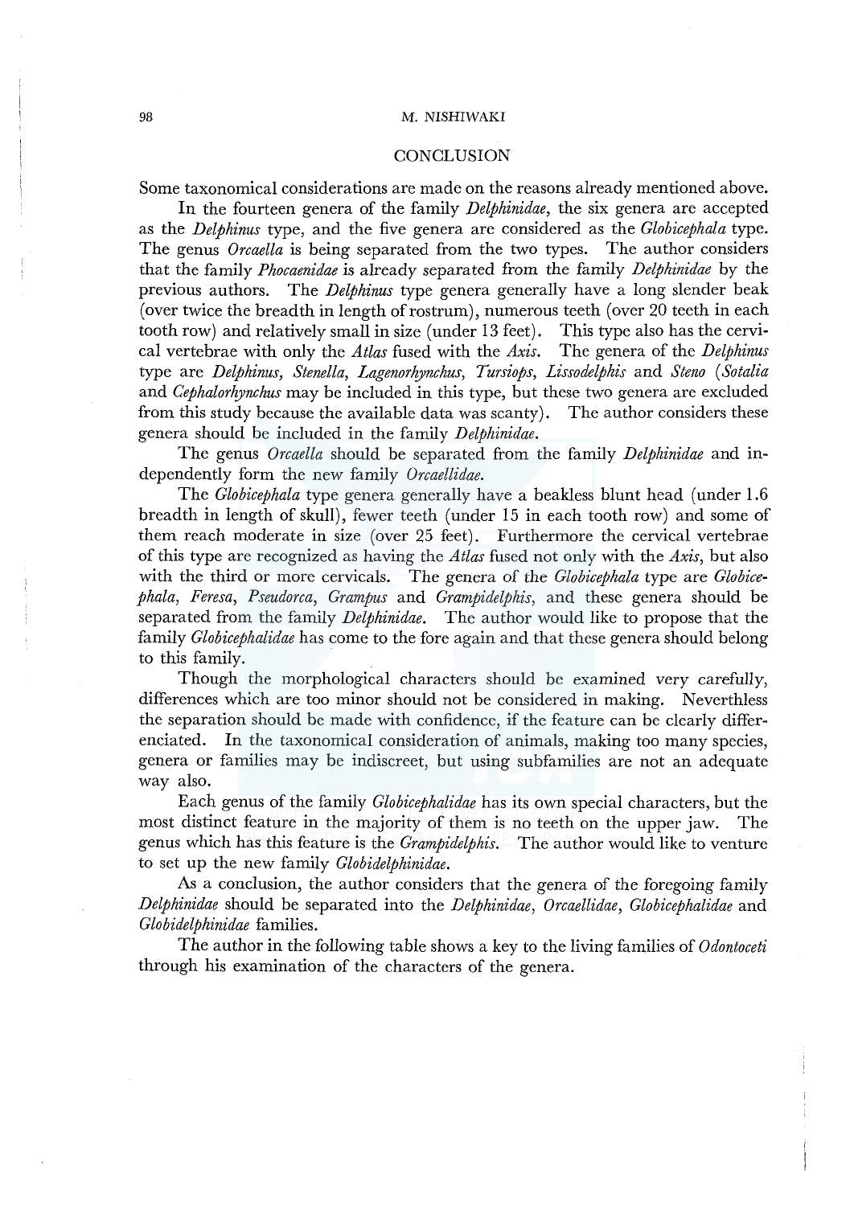## CONCLUSION

Some taxonomical considerations are made on the reasons already mentioned above.

In the fourteen genera of the family *Delphinidae*, the six genera are accepted as the *Delphinus* type, and the five genera are considered as the *Globicephala* type. The genus *Orcaella* is being separated from the two types. The author considers that the family *Phocaenidae* is already separated from the family *Delphinidae* by the previous authors. The *Delphinus* type genera generally have a long slender beak (over twice the breadth in length of rostrum), numerous teeth (over 20 teeth in each tooth row) and relatively small in size (under 13 feet). This type also has the cervical vertebrae with only the *Atlas* fused with the *Axis*. The genera of the *Delphinus* type are *Delphinus*, *Stenella*, *Lagenorhynchus*, *Tursiops*, *Lissodelphis* and *Steno* (*Sotalia* and *Cephalorhynchus* may be included in this type, but these two genera are excluded from this study because the available data was scanty). The author considers these genera should be included in the family *Delphinidae*.

The genus *Orcaella* should be separated from the family *Delphinidae* and independently form the new family *Orcaellidae*.

The *Globicephala* type genera generally have a beakless blunt head (under 1.6 breadth in length of skull), fewer teeth (under 15 in each tooth row) and some of them reach moderate in size (over 25 feet). Furthermore the cervical vertebrae of this type are recognized as having the *Atlas* fused not only with the *Axis*, but also with the third or more cervicals. The genera of the *Globicephala* type are *Globicephala*, *Feresa*, *Pseudorca*, *Grampus* and *Grampidelphis*, and these genera should be separated from the family *Delphinidae*. The author would like to propose that the family *Globicephalidae* has come to the fore again and that these genera should belong to this family.

Though the morphological characters should be examined very carefully, differences which are too minor should not be considered in making. Neverthless the separation should be made with confidence, if the feature can be clearly differenciated. In the taxonomical consideration of animals, making too many species, genera or families may be indiscreet, but using subfamilies are not an adequate way also.

Each genus of the family *Globicephalidae* has its own special characters, but the most distinct feature in the majority of them is no teeth on the upper jaw. The genus which has this feature is the *Grampidelphis*. The author would like to venture to set up the new family *Globidelphinidae*.

As a conclusion, the author considers that the genera of the foregoing family *Delphinidae* should be separated into the *Delphinidae*, *Orcaellidae*, *Globicephalidae* and *Globidelphinidae* families.

The author in the following table shows a key to the living families of *Odontoceti* through his examination of the characters of the genera.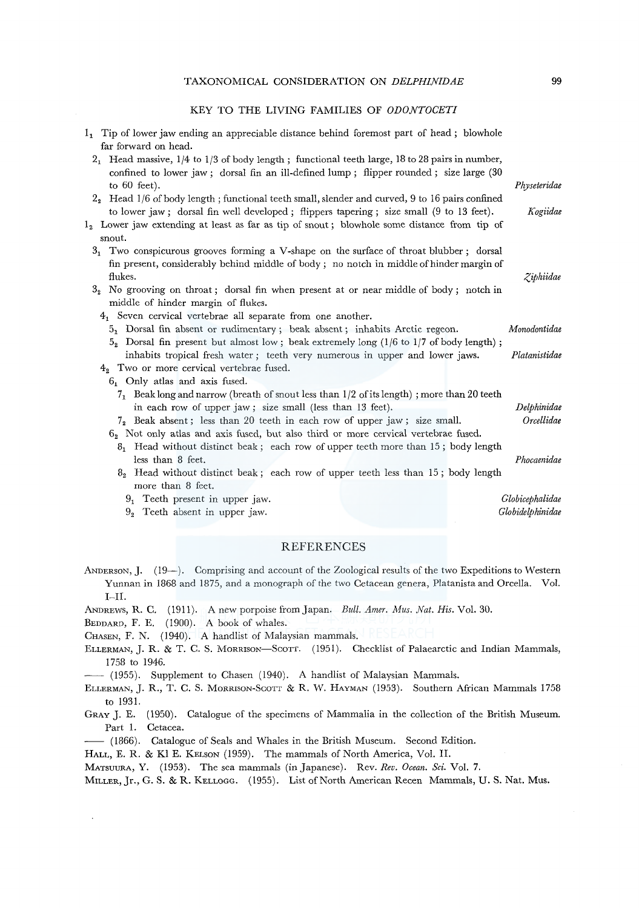## KEY TO THE LIVING FAMILIES OF *ODONTOCETI*

$1_1$ Tip of lower jaw ending an appreciable distance behind foremost part of head ; blowhole far forward on head.

- $2_1$ Head massive, 1/4 to 1/3 of body length ; functional teeth large, 18 to 28 pairs in number, confined to lower jaw ; dorsal fin an ill-defined lump ; flipper rounded ; size large (30 to 60 feet). — *Physeteridae*
- $2_2$ Head 1/6 of body length ; functional teeth small, slender and curved, 9 to 16 pairs confined to lower jaw ; dorsal fin well developed ; flippers tapering ; size small (9 to 13 feet). — *Kogiidae*

$1_2$ Lower jaw extending at least as far as tip of snout ; blowhole some distance from tip of snout.

- $3_1$ Two conspicurous grooves forming a V-shape on the surface of throat blubber ; dorsal fin present, considerably behind middle of body ; no notch in middle of hinder margin of flukes. — *Ziphiidae*
- $3_2$ No grooving on throat ; dorsal fin when present at or near middle of body ; notch in middle of hinder margin of flukes.
  - $4_1$ Seven cervical vertebrae all separate from one another.
    - $5_1$ Dorsal fin absent or rudimentary ; beak absent ; inhabits Arctic regeon. — *Monodontidae*
    - $5_2$ Dorsal fin present but almost low ; beak extremely long (1/6 to 1/7 of body length) ; inhabits tropical fresh water ; teeth very numerous in upper and lower jaws. — *Platanistidae*
  - $4_2$ Two or more cervical vertebrae fused.
    - $6_1$ Only atlas and axis fused.
      - $7_1$ Beak long and narrow (breath of snout less than 1/2 of its length) ; more than 20 teeth in each row of upper jaw ; size small (less than 13 feet). — *Delphinidae*
      - $7_2$ Beak absent ; less than 20 teeth in each row of upper jaw ; size small. — *Orcellidae*
    - $6_2$ Not only atlas and axis fused, but also third or more cervical vertebrae fused.
      - $8_1$ Head without distinct beak ; each row of upper teeth more than 15 ; body length less than 8 feet. — *Phocaenidae*
      - $8_2$ Head without distinct beak ; each row of upper teeth less than 15 ; body length more than 8 feet.
        - $9_1$ Teeth present in upper jaw. — *Globicephalidae*
        - $9_2$ Teeth absent in upper jaw. — *Globidelphinidae*

## REFERENCES

ANDERSON, J. (19—). Comprising and account of the Zoological results of the two Expeditions to Western Yunnan in 1868 and 1875, and a monograph of the two Cetacean genera, Platanista and Orcella. Vol. I–II.

ANDREWS, R. C. (1911). A new porpoise from Japan. *Bull. Amer. Mus. Nat. His.* Vol. 30.

BEDDARD, F. E. (1900). A book of whales.

CHASEN, F. N. (1940). A handlist of Malaysian mammals.

ELLERMAN, J. R. & T. C. S. MORRISON—SCOTT. (1951). Checklist of Palaearctic and Indian Mammals, 1758 to 1946.

—— (1955). Supplement to Chasen (1940). A handlist of Malaysian Mammals.

ELLERMAN, J. R., T. C. S. MORRISON-SCOTT & R. W. HAYMAN (1953). Southern African Mammals 1758 to 1931.

GRAY J. E. (1950). Catalogue of the specimens of Mammalia in the collection of the British Museum. Part 1. Cetacea.

—— (1866). Catalogue of Seals and Whales in the British Museum. Second Edition.

HALL, E. R. & Kl E. KELSON (1959). The mammals of North America, Vol. II.

MATSUURA, Y. (1953). The sea mammals (in Japanese). Rev. *Ocean. Sci.* Vol. 7.

MILLER, Jr., G. S. & R. KELLOGG. (1955). List of North American Recen Mammals, U. S. Nat. Mus.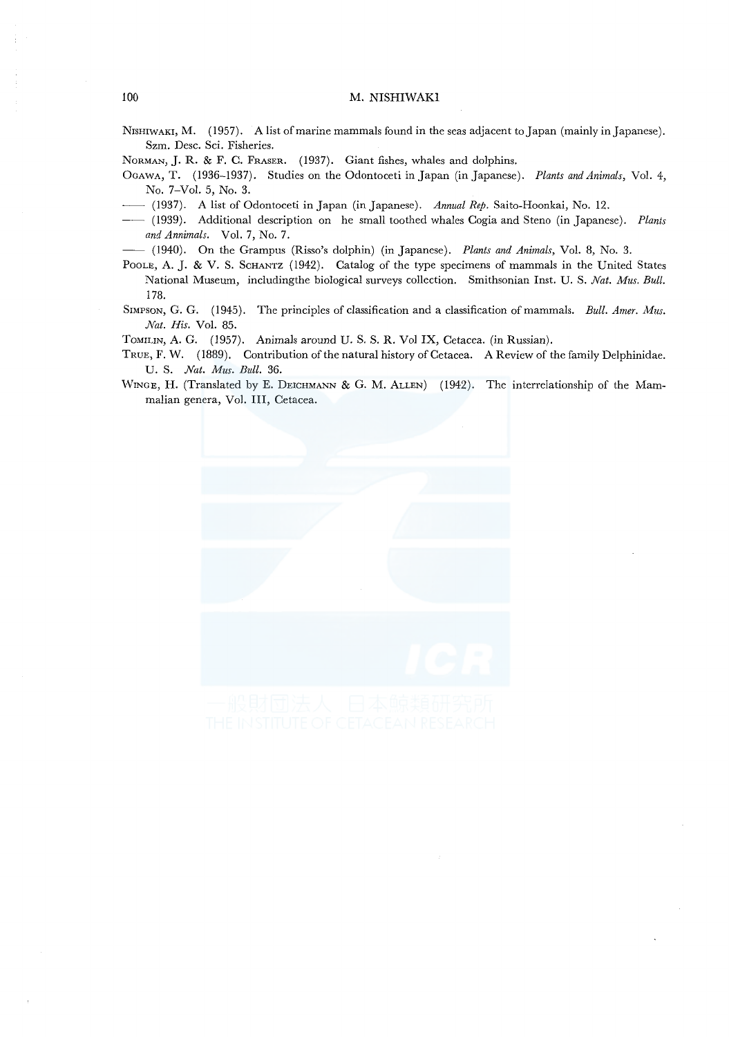Nishiwaki, M. (1957). A list of marine mammals found in the seas adjacent to Japan (mainly in Japanese). Szm. Desc. Sci. Fisheries.

Norman, J. R. & F. C. Fraser. (1937). Giant fishes, whales and dolphins.

Ogawa, T. (1936–1937). Studies on the Odontoceti in Japan (in Japanese). *Plants and Animals*, Vol. 4, No. 7–Vol. 5, No. 3.

—— (1937). A list of Odontoceti in Japan (in Japanese). *Annual Rep.* Saito-Hoonkai, No. 12.

—— (1939). Additional description on he small toothed whales Cogia and Steno (in Japanese). *Plants and Annimals*. Vol. 7, No. 7.

—— (1940). On the Grampus (Risso's dolphin) (in Japanese). *Plants and Animals*, Vol. 8, No. 3.

Poole, A. J. & V. S. Schantz (1942). Catalog of the type specimens of mammals in the United States National Museum, includingthe biological surveys collection. Smithsonian Inst. U. S. *Nat. Mus. Bull.* 178.

Simpson, G. G. (1945). The principles of classification and a classification of mammals. *Bull. Amer. Mus. Nat. His.* Vol. 85.

Tomilin, A. G. (1957). Animals around U. S. S. R. Vol IX, Cetacea. (in Russian).

True, F. W. (1889). Contribution of the natural history of Cetacea. A Review of the family Delphinidae. U. S. *Nat. Mus. Bull.* 36.

Winge, H. (Translated by E. Deichmann & G. M. Allen) (1942). The interrelationship of the Mammalian genera, Vol. III, Cetacea.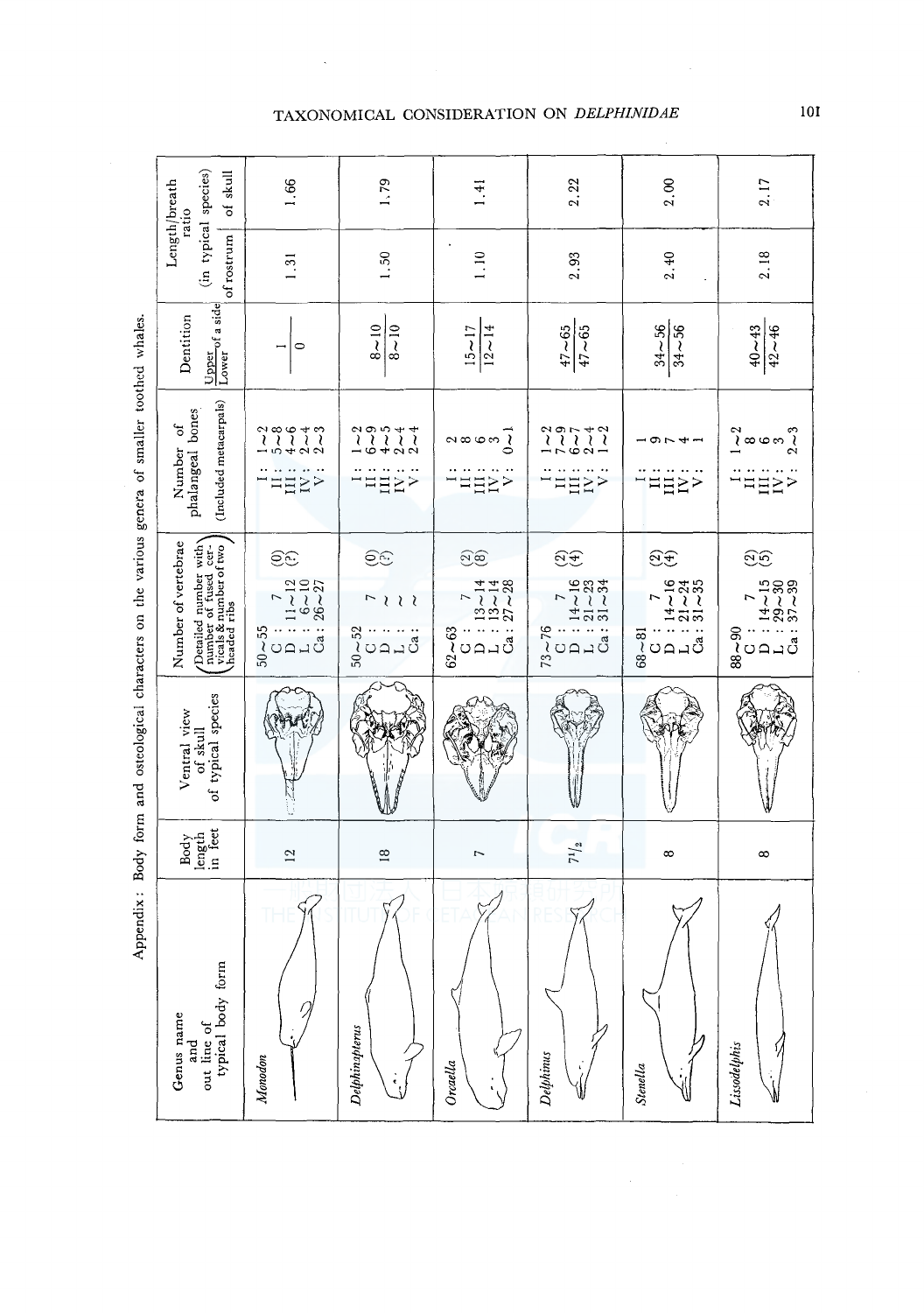Appendix: Body form and osteological characters on the various genera of smaller toothed whales.

| Genus name and out line of typical body form | Body length in feet | Ventral view of skull of typical species | Number of vertebrae (Detailed number with number of fused cervicals & number of two headed ribs) | Number of phalangeal bones (Included metacarpals) | Dentition Upper/Lower of a side | Length/breath ratio (in typical species) of rostrum | Length/breath ratio (in typical species) of skull |
|---|---|---|---|---|---|---|---|
| *Monodon* | 12 | | 50~55<br>C : 7 (0)<br>D : 11~12 (?)<br>L : 6~10<br>Ca : 26~27 | I : 1~2<br>II : 5~8<br>III : 4~6<br>IV : 2~4<br>V : 2~3 | 1/0 | 1.31 | 1.66 |
| *Delphinapterus* | 18 | | 50~52<br>C : 7 (0)<br>D : ~ (?)<br>L : ~<br>Ca : ~ | I : 1~2<br>II : 6~9<br>III : 4~5<br>IV : 2~4<br>V : 2~4 | 8~10/8~10 | 1.50 | 1.79 |
| *Orcaella* | 7 | | 62~63<br>C : 7 (2)<br>D : 13~14 (8)<br>L : 13~14<br>Ca : 27~28 | I : 2<br>II : 8<br>III : 6<br>IV : 3<br>V : 0~1 | 15~17/12~14 | 1.10 | 1.41 |
| *Delphinus* | 7½ | | 73~76<br>C : 7 (2)<br>D : 14~16 (4)<br>L : 21~23<br>Ca : 31~34 | I : 1~2<br>II : 7~9<br>III : 6~7<br>IV : 2~4<br>V : 1~2 | 47~65/47~65 | 2.93 | 2.22 |
| *Stenella* | 8 | | 68~81<br>C : 7 (2)<br>D : 14~16 (4)<br>L : 21~24<br>Ca : 31~35 | I : 1<br>II : 9<br>III : 7<br>IV : 4<br>V : 1 | 34~56/34~56 | 2.40 | 2.00 |
| *Lissodelphis* | 8 | | 88~90<br>C : 7 (2)<br>D : 14~15 (5)<br>L : 29~30<br>Ca : 37~39 | I : 1~2<br>II : 8<br>III : 6<br>IV : 3<br>V : 2~3 | 40~43/42~46 | 2.18 | 2.17 |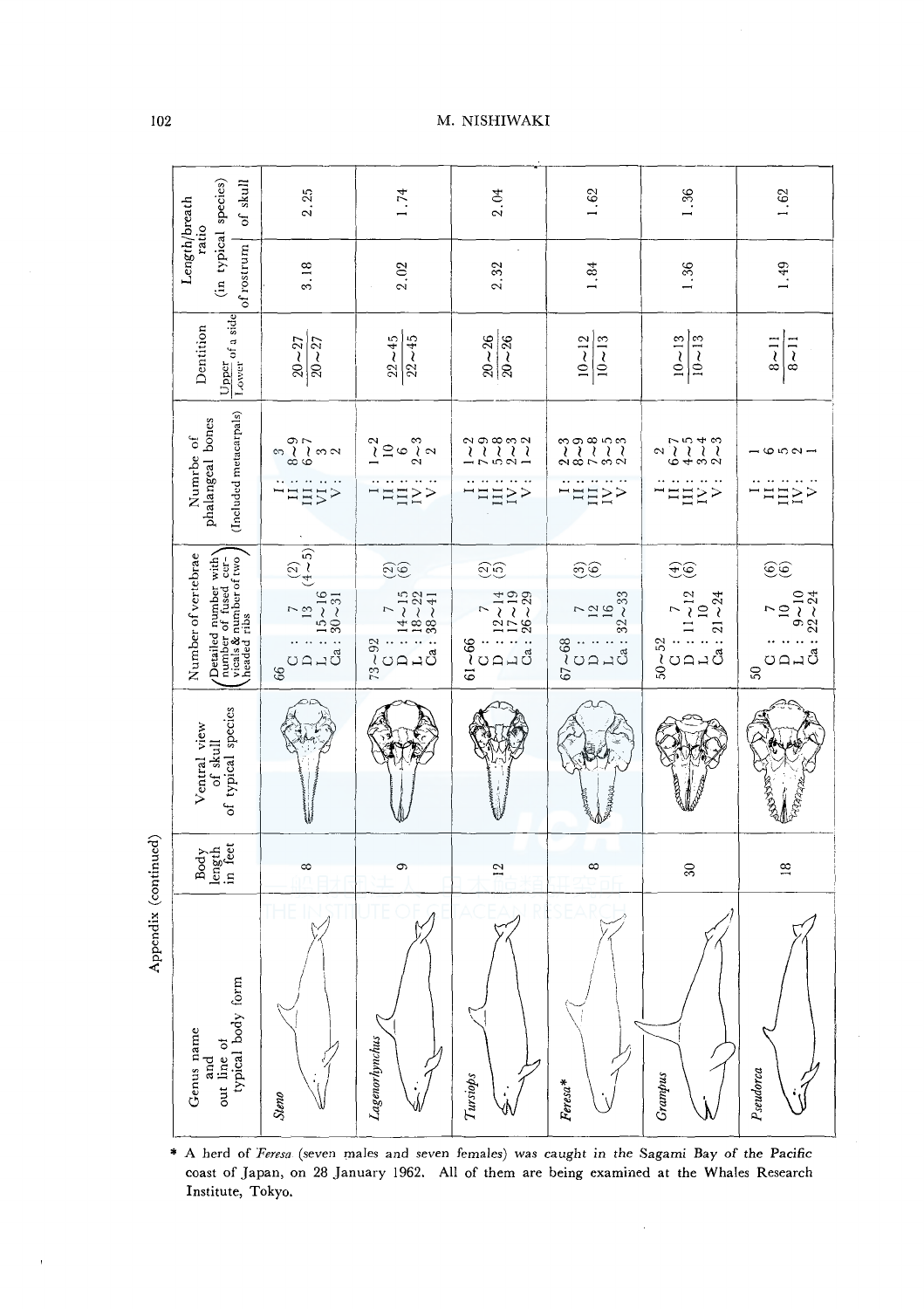Appendix (continued)

| Genus name and out line of typical body form | Body length in feet | Ventral view of skull of typical species | Number of vertebrae (Detailed number with number of fused cervicals & number of two headed ribs) | Numbre of phalangeal bones (Included metacarpals) | Dentition Upper/Lower of a side | Length/breath ratio (in typical species) of rostrum | Length/breath ratio (in typical species) of skull |
|---|---|---|---|---|---|---|---|
| *Steno* | 8 | | 66 C : 7 (2) D : 13 (4~5) L : 15~16 Ca : 30~31 | I : 3 II : 8~9 III : 6~7 VI : 3 V : 2 | 20~27/20~27 | 3.18 | 2.25 |
| *Lagenorhynchus* | 9 | | 73~92 C : 7 (2) D : 14~15 (6) L : 18~22 Ca : 38~41 | I : 1~2 II : 10 III : 6 IV : 2~3 V : 2 | 22~45/22~45 | 2.02 | 1.74 |
| *Tursiops* | 12 | | 61~66 C : 7 (2) D : 12~14 (5) L : 17~19 Ca : 26~29 | I : 1~2 II : 7~9 III : 5~8 IV : 2~3 V : 1~2 | 20~26/20~26 | 2.32 | 2.04 |
| *Feresa*\* | 8 | | 67~68 C : 7 (3) D : 12 (6) L : 16 Ca : 32~33 | I : 2~3 II : 8~9 III : 7~8 IV : 3~5 V : 2~3 | 10~12/10~13 | 1.84 | 1.62 |
| *Grampus* | 30 | | 50~52 C : 7 (4) D : 11~12 (6) L : 10 Ca : 21~24 | I : 2 II : 6~7 III : 4~5 IV : 3~4 V : 2~3 | 10~13/10~13 | 1.36 | 1.36 |
| *Pseudorca* | 18 | | 50 C : 7 (6) D : 10 (6) L : 9~10 Ca : 22~24 | I : 1 II : 6 III : 5 IV : 2 V : 1 | 8~11/8~11 | 1.49 | 1.62 |

\* A herd of *Feresa* (seven males and seven females) was caught in the Sagami Bay of the Pacific coast of Japan, on 28 January 1962. All of them are being examined at the Whales Research Institute, Tokyo.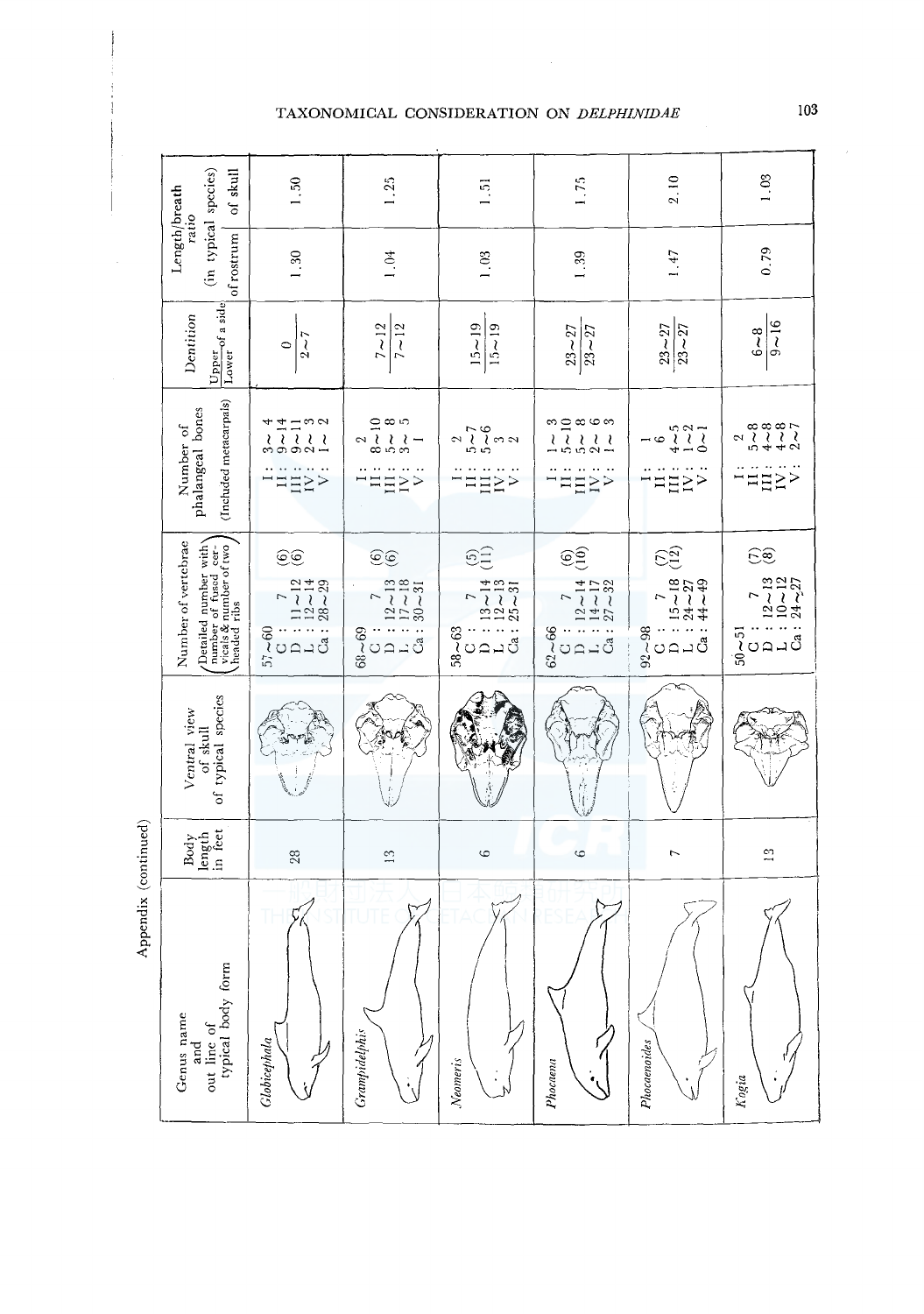Appendix (continued)

| Genus name and out line of typical body form | Body length in feet | Ventral view of skull of typical species | Number of vertebrae (Detailed number with number of fused cervicals & number of two headed ribs) | Number of phalangeal bones (Included metacarpals) | Dentition (Upper/Lower of a side) | Length/breath ratio (in typical species) of rostrum | Length/breath ratio (in typical species) of skull |
|---|---|---|---|---|---|---|---|
| *Globicephala* | 28 | | 57~60<br>C : 7 (6)<br>D : 11~12 (6)<br>L : 12~14<br>Ca : 28~29 | I : 3~4<br>II : 9~14<br>III : 9~11<br>IV : 2~3<br>V : 1~2 | 0 / 2~7 | 1.30 | 1.50 |
| *Grampidelphis* | 13 | | 68~69<br>C : 7 (6)<br>D : 12~13 (6)<br>L : 17~18<br>Ca : 30~31 | I : 2<br>II : 8~10<br>III : 5~8<br>IV : 3~5<br>V : 1 | 7~12 / 7~12 | 1.04 | 1.25 |
| *Neomeris* | 6 | | 58~63<br>C : 7 (5)<br>D : 13~14 (11)<br>L : 12~13<br>Ca : 25~31 | I : 2<br>II : 5~7<br>III : 5~6<br>IV : 3<br>V : 2 | 15~19 / 15~19 | 1.03 | 1.51 |
| *Phocaena* | 6 | | 62~66<br>C : 7 (6)<br>D : 12~14 (10)<br>L : 14~17<br>Ca : 27~32 | I : 1~3<br>II : 5~10<br>III : 5~8<br>IV : 2~6<br>V : 1~3 | 23~27 / 23~27 | 1.39 | 1.75 |
| *Phocaenoides* | 7 | | 92~98<br>C : 7 (7)<br>D : 15~18 (12)<br>L : 24~27<br>Ca : 44~49 | I : 1<br>II : 6<br>III : 4~5<br>IV : 1~2<br>V : 0~1 | 23~27 / 23~27 | 1.47 | 2.10 |
| *Kogia* | 13 | | 50~51<br>C : 7 (7)<br>D : 12~13 (8)<br>L : 10~12<br>Ca : 24~27 | I : 2<br>II : 5~8<br>III : 4~8<br>IV : 4~8<br>V : 2~7 | 6~8 / 9~16 | 0.79 | 1.03 |